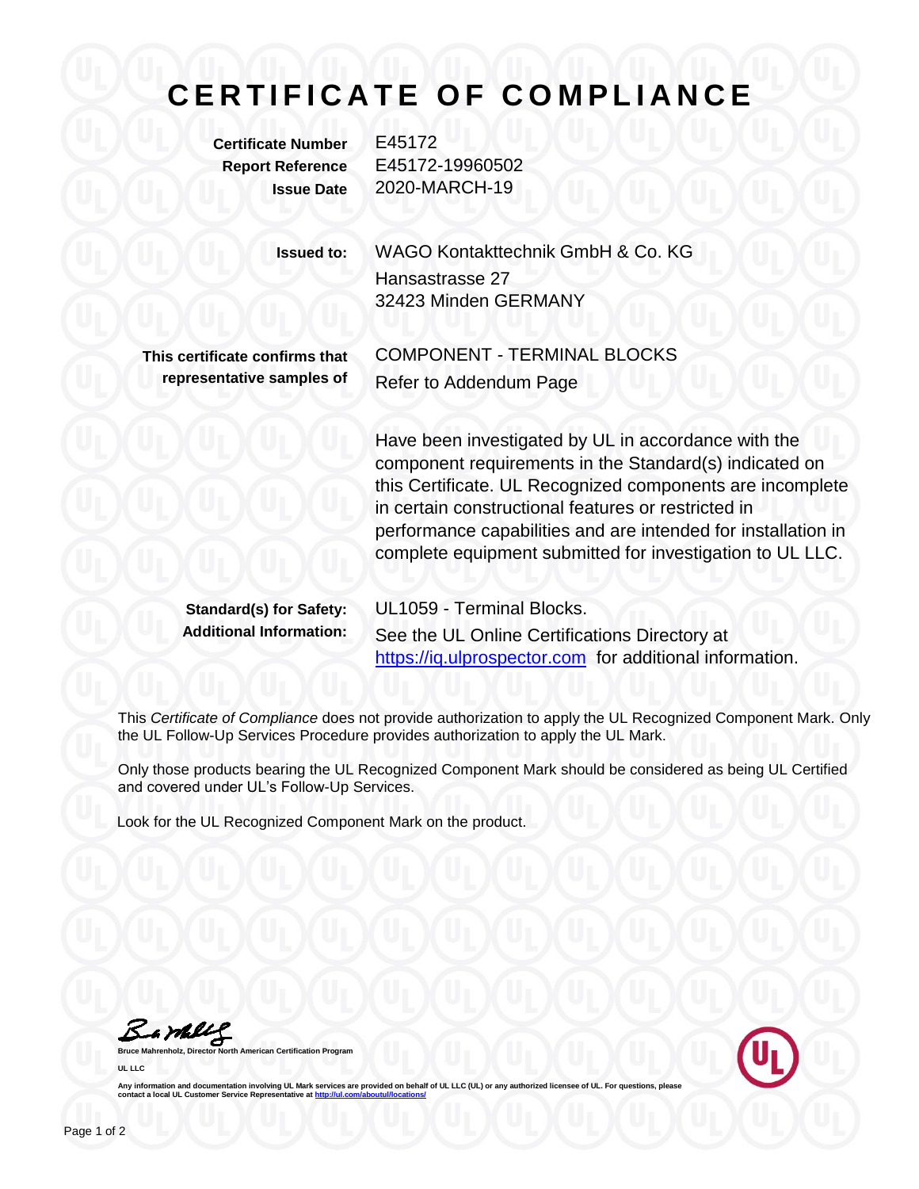# CERTIFICATE OF COMPLIANCE

| | |
|---|---|
| **Certificate Number** | E45172 |
| **Report Reference** | E45172-19960502 |
| **Issue Date** | 2020-MARCH-19 |

| | |
|---|---|
| **Issued to:** | WAGO Kontakttechnik GmbH & Co. KG<br>Hansastrasse 27<br>32423 Minden GERMANY |
| **This certificate confirms that representative samples of** | COMPONENT - TERMINAL BLOCKS<br>Refer to Addendum Page |

Have been investigated by UL in accordance with the component requirements in the Standard(s) indicated on this Certificate. UL Recognized components are incomplete in certain constructional features or restricted in performance capabilities and are intended for installation in complete equipment submitted for investigation to UL LLC.

| | |
|---|---|
| **Standard(s) for Safety:** | UL1059 - Terminal Blocks. |
| **Additional Information:** | See the UL Online Certifications Directory at https://iq.ulprospector.com for additional information. |

This *Certificate of Compliance* does not provide authorization to apply the UL Recognized Component Mark. Only the UL Follow-Up Services Procedure provides authorization to apply the UL Mark.

Only those products bearing the UL Recognized Component Mark should be considered as being UL Certified and covered under UL's Follow-Up Services.

Look for the UL Recognized Component Mark on the product.

**Bruce Mahrenholz, Director North American Certification Program**

**UL LLC**

Any information and documentation involving UL Mark services are provided on behalf of UL LLC (UL) or any authorized licensee of UL. For questions, please contact a local UL Customer Service Representative at http://ul.com/aboutul/locations/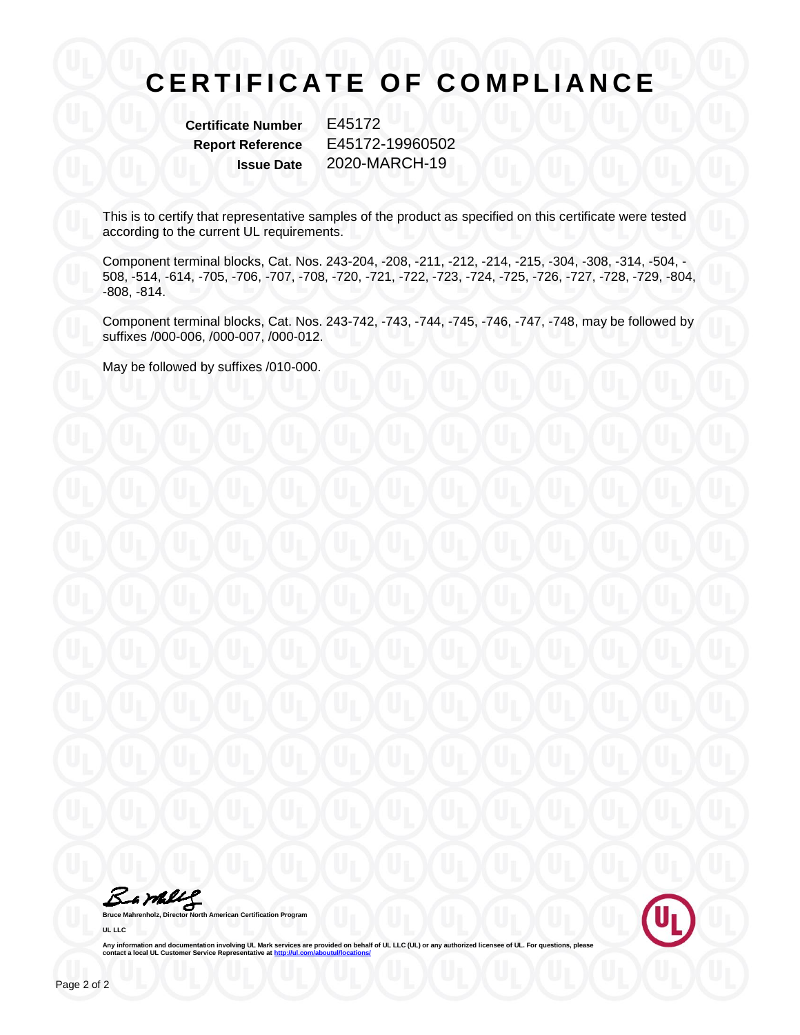# CERTIFICATE OF COMPLIANCE

**Certificate Number** E45172
**Report Reference** E45172-19960502
**Issue Date** 2020-MARCH-19

This is to certify that representative samples of the product as specified on this certificate were tested according to the current UL requirements.

Component terminal blocks, Cat. Nos. 243-204, -208, -211, -212, -214, -215, -304, -308, -314, -504, -508, -514, -614, -705, -706, -707, -708, -720, -721, -722, -723, -724, -725, -726, -727, -728, -729, -804, -808, -814.

Component terminal blocks, Cat. Nos. 243-742, -743, -744, -745, -746, -747, -748, may be followed by suffixes /000-006, /000-007, /000-012.

May be followed by suffixes /010-000.

**Bruce Mahrenholz, Director North American Certification Program**

**UL LLC**

**Any information and documentation involving UL Mark services are provided on behalf of UL LLC (UL) or any authorized licensee of UL. For questions, please contact a local UL Customer Service Representative at http://ul.com/aboutul/locations/**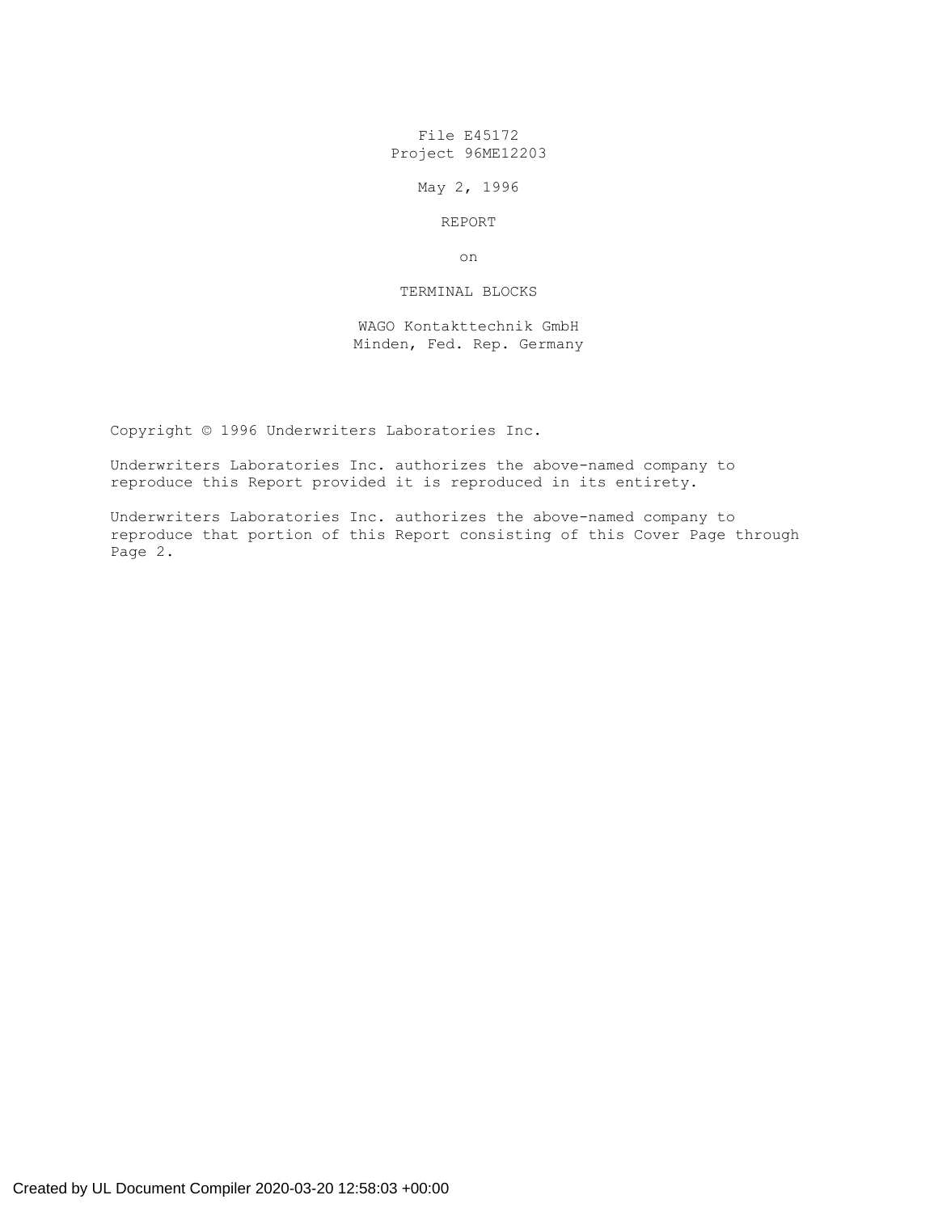File E45172
Project 96ME12203

May 2, 1996

REPORT

on

TERMINAL BLOCKS

WAGO Kontakttechnik GmbH
Minden, Fed. Rep. Germany

Copyright © 1996 Underwriters Laboratories Inc.

Underwriters Laboratories Inc. authorizes the above-named company to reproduce this Report provided it is reproduced in its entirety.

Underwriters Laboratories Inc. authorizes the above-named company to reproduce that portion of this Report consisting of this Cover Page through Page 2.

Created by UL Document Compiler 2020-03-20 12:58:03 +00:00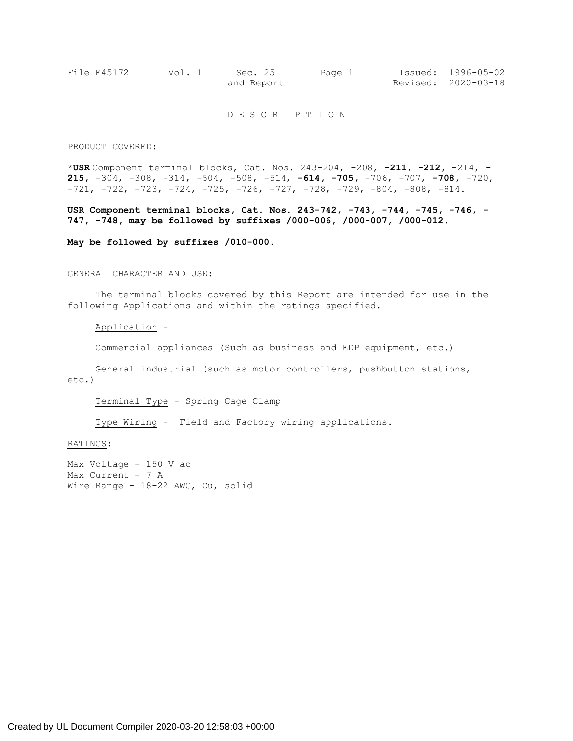# D E S C R I P T I O N

PRODUCT COVERED:

*USR Component terminal blocks, Cat. Nos. 243-204, -208, **-211**, **-212**, -214, **-215**, -304, -308, -314, -504, -508, -514, **-614**, **-705**, -706, -707, **-708**, -720, -721, -722, -723, -724, -725, -726, -727, -728, -729, -804, -808, -814.

**USR Component terminal blocks, Cat. Nos. 243-742, -743, -744, -745, -746, -747, -748, may be followed by suffixes /000-006, /000-007, /000-012.**

**May be followed by suffixes /010-000.**

GENERAL CHARACTER AND USE:

The terminal blocks covered by this Report are intended for use in the following Applications and within the ratings specified.

Application -

Commercial appliances (Such as business and EDP equipment, etc.)

General industrial (such as motor controllers, pushbutton stations, etc.)

Terminal Type - Spring Cage Clamp

Type Wiring - Field and Factory wiring applications.

RATINGS:

Max Voltage - 150 V ac
Max Current - 7 A
Wire Range - 18-22 AWG, Cu, solid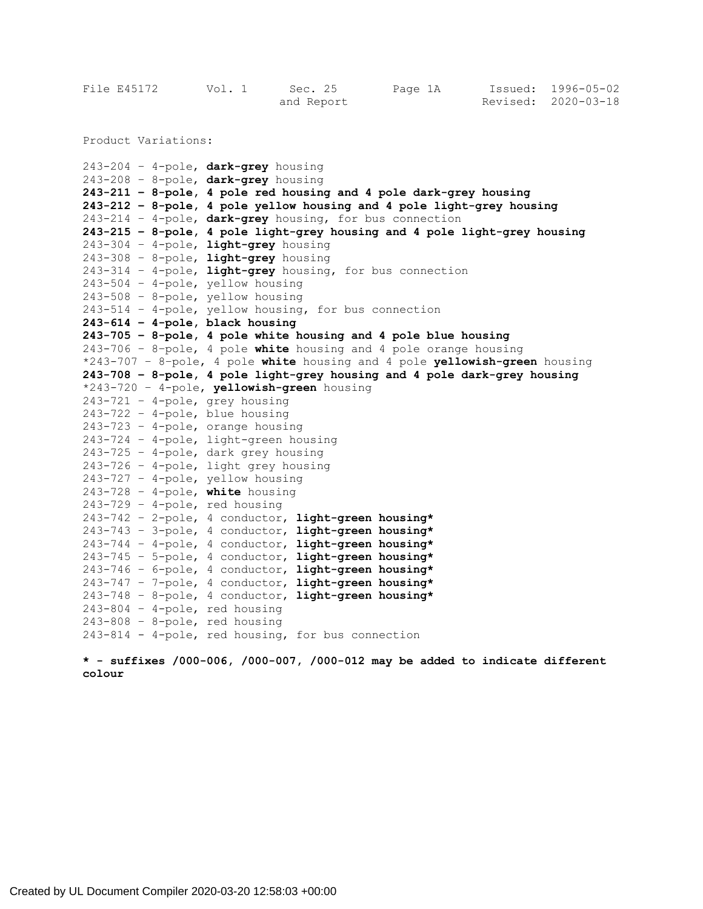Product Variations:

243-204 – 4-pole, **dark-grey** housing
243-208 – 8-pole, **dark-grey** housing
**243-211 – 8-pole, 4 pole red housing and 4 pole dark-grey housing**
**243-212 – 8-pole, 4 pole yellow housing and 4 pole light-grey housing**
243-214 – 4-pole, **dark-grey** housing, for bus connection
**243-215 – 8-pole, 4 pole light-grey housing and 4 pole light-grey housing**
243-304 – 4-pole, **light-grey** housing
243-308 – 8-pole, **light-grey** housing
243-314 – 4-pole, **light-grey** housing, for bus connection
243-504 – 4-pole, yellow housing
243-508 – 8-pole, yellow housing
243-514 – 4-pole, yellow housing, for bus connection
**243-614 – 4-pole, black housing**
**243-705 – 8-pole, 4 pole white housing and 4 pole blue housing**
243-706 – 8-pole, 4 pole **white** housing and 4 pole orange housing
*243-707 – 8-pole, 4 pole **white** housing and 4 pole **yellowish-green** housing
**243-708 – 8-pole, 4 pole light-grey housing and 4 pole dark-grey housing**
*243-720 – 4-pole, **yellowish-green** housing
243-721 – 4-pole, grey housing
243-722 – 4-pole, blue housing
243-723 – 4-pole, orange housing
243-724 – 4-pole, light-green housing
243-725 – 4-pole, dark grey housing
243-726 – 4-pole, light grey housing
243-727 – 4-pole, yellow housing
243-728 – 4-pole, **white** housing
243-729 – 4-pole, red housing
243-742 – 2-pole, 4 conductor, **light-green housing***
243-743 – 3-pole, 4 conductor, **light-green housing***
243-744 – 4-pole, 4 conductor, **light-green housing***
243-745 – 5-pole, 4 conductor, **light-green housing***
243-746 – 6-pole, 4 conductor, **light-green housing***
243-747 – 7-pole, 4 conductor, **light-green housing***
243-748 – 8-pole, 4 conductor, **light-green housing***
243-804 – 4-pole, red housing
243-808 – 8-pole, red housing
243-814 - 4-pole, red housing, for bus connection

**\* - suffixes /000-006, /000-007, /000-012 may be added to indicate different colour**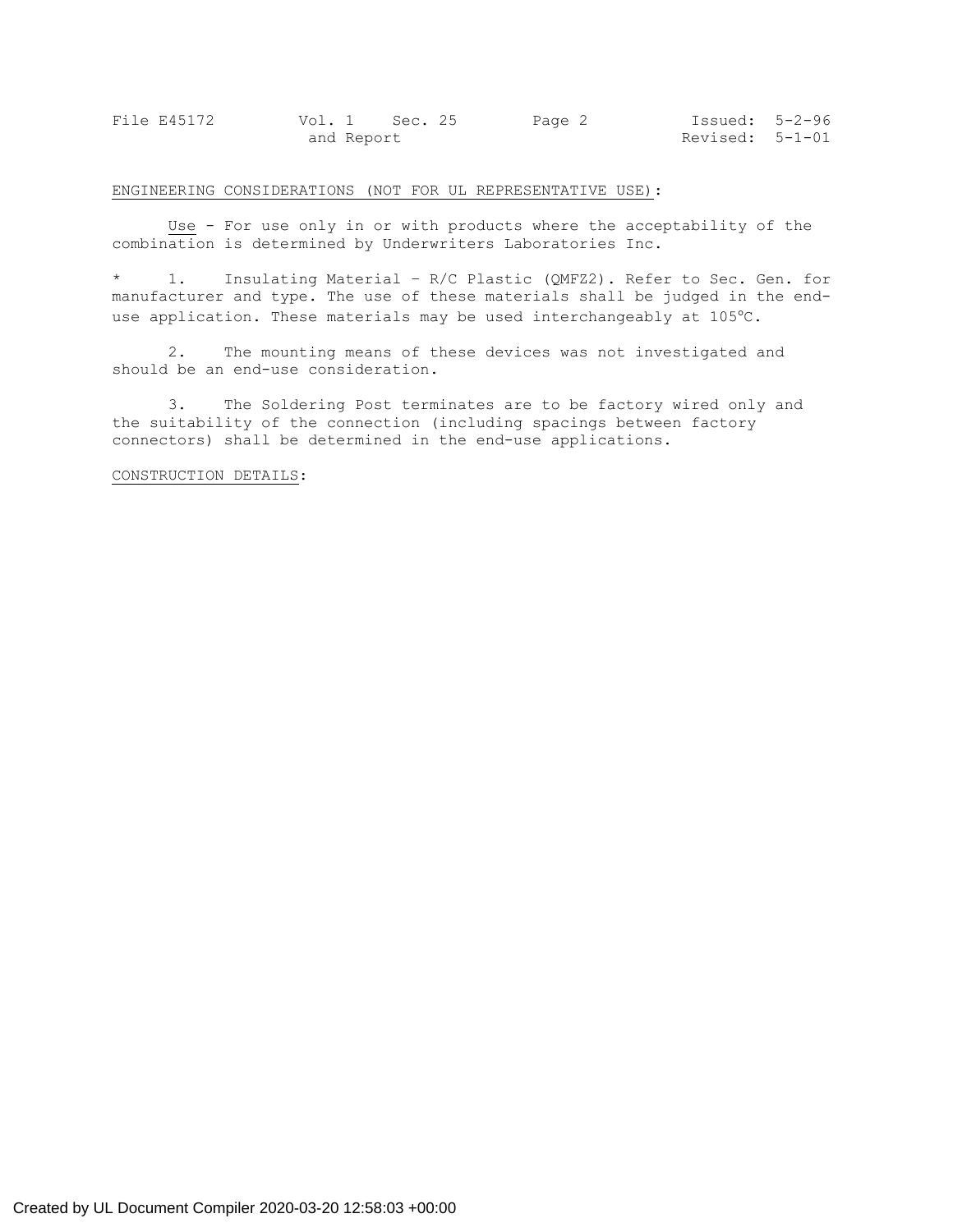ENGINEERING CONSIDERATIONS (NOT FOR UL REPRESENTATIVE USE):

Use - For use only in or with products where the acceptability of the combination is determined by Underwriters Laboratories Inc.

* 1. Insulating Material – R/C Plastic (QMFZ2). Refer to Sec. Gen. for manufacturer and type. The use of these materials shall be judged in the end-use application. These materials may be used interchangeably at 105°C.

2. The mounting means of these devices was not investigated and should be an end-use consideration.

3. The Soldering Post terminates are to be factory wired only and the suitability of the connection (including spacings between factory connectors) shall be determined in the end-use applications.

CONSTRUCTION DETAILS: